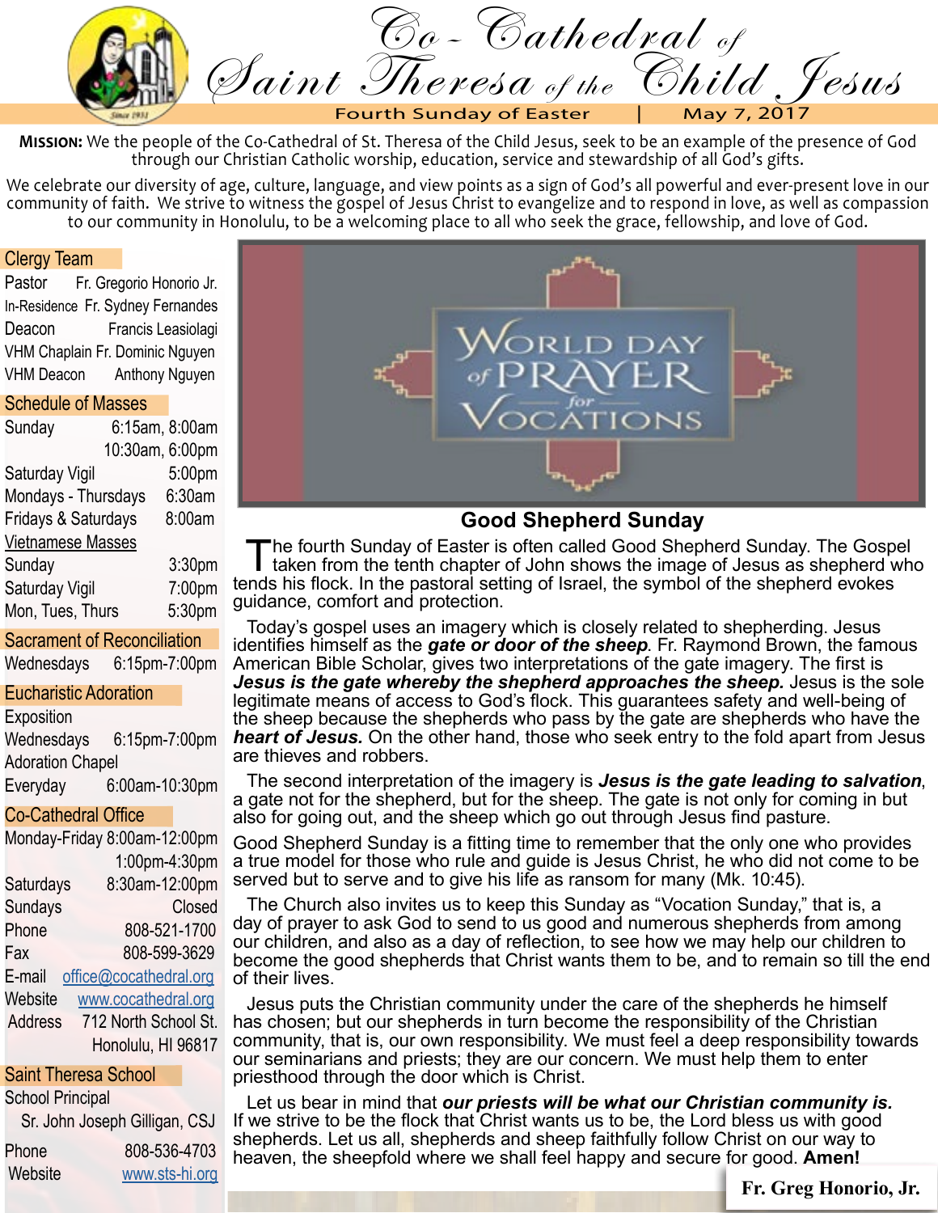# Co-Cathedral of Saint Theresa of the Child Jesus

Fourth Sunday of Easter | May 7, 2017

**MISSION:** We the people of the Co-Cathedral of St. Theresa of the Child Jesus, seek to be an example of the presence of God through our Christian Catholic worship, education, service and stewardship of all God's gifts.

We celebrate our diversity of age, culture, language, and view points as a sign of God's all powerful and ever-present love in our community of faith. We strive to witness the gospel of Jesus Christ to evangelize and to respond in love, as well as compassion to our community in Honolulu, to be a welcoming place to all who seek the grace, fellowship, and love of God.

## Clergy Team

| | |
|---|---|
| Pastor | Fr. Gregorio Honorio Jr. |
| In-Residence | Fr. Sydney Fernandes |
| Deacon | Francis Leasiolagi |
| VHM Chaplain | Fr. Dominic Nguyen |
| VHM Deacon | Anthony Nguyen |

## Schedule of Masses

| | |
|---|---|
| Sunday | 6:15am, 8:00am, 10:30am, 6:00pm |
| Saturday Vigil | 5:00pm |
| Mondays - Thursdays | 6:30am |
| Fridays & Saturdays | 8:00am |

Vietnamese Masses

| | |
|---|---|
| Sunday | 3:30pm |
| Saturday Vigil | 7:00pm |
| Mon, Tues, Thurs | 5:30pm |

## Sacrament of Reconciliation

Wednesdays 6:15pm-7:00pm

## Eucharistic Adoration

Exposition
Wednesdays 6:15pm-7:00pm
Adoration Chapel
Everyday 6:00am-10:30pm

## Co-Cathedral Office

| | |
|---|---|
| Monday-Friday | 8:00am-12:00pm, 1:00pm-4:30pm |
| Saturdays | 8:30am-12:00pm |
| Sundays | Closed |
| Phone | 808-521-1700 |
| Fax | 808-599-3629 |
| E-mail | office@cocathedral.org |
| Website | www.cocathedral.org |
| Address | 712 North School St. Honolulu, HI 96817 |

## Saint Theresa School

School Principal
Sr. John Joseph Gilligan, CSJ

| | |
|---|---|
| Phone | 808-536-4703 |
| Website | www.sts-hi.org |

World Day of Prayer for Vocations

## Good Shepherd Sunday

The fourth Sunday of Easter is often called Good Shepherd Sunday. The Gospel taken from the tenth chapter of John shows the image of Jesus as shepherd who tends his flock. In the pastoral setting of Israel, the symbol of the shepherd evokes guidance, comfort and protection.

Today's gospel uses an imagery which is closely related to shepherding. Jesus identifies himself as the ***gate or door of the sheep***. Fr. Raymond Brown, the famous American Bible Scholar, gives two interpretations of the gate imagery. The first is ***Jesus is the gate whereby the shepherd approaches the sheep.*** Jesus is the sole legitimate means of access to God's flock. This guarantees safety and well-being of the sheep because the shepherds who pass by the gate are shepherds who have the ***heart of Jesus.*** On the other hand, those who seek entry to the fold apart from Jesus are thieves and robbers.

The second interpretation of the imagery is ***Jesus is the gate leading to salvation***, a gate not for the shepherd, but for the sheep. The gate is not only for coming in but also for going out, and the sheep which go out through Jesus find pasture.

Good Shepherd Sunday is a fitting time to remember that the only one who provides a true model for those who rule and guide is Jesus Christ, he who did not come to be served but to serve and to give his life as ransom for many (Mk. 10:45).

The Church also invites us to keep this Sunday as "Vocation Sunday," that is, a day of prayer to ask God to send to us good and numerous shepherds from among our children, and also as a day of reflection, to see how we may help our children to become the good shepherds that Christ wants them to be, and to remain so till the end of their lives.

Jesus puts the Christian community under the care of the shepherds he himself has chosen; but our shepherds in turn become the responsibility of the Christian community, that is, our own responsibility. We must feel a deep responsibility towards our seminarians and priests; they are our concern. We must help them to enter priesthood through the door which is Christ.

Let us bear in mind that ***our priests will be what our Christian community is.*** If we strive to be the flock that Christ wants us to be, the Lord bless us with good shepherds. Let us all, shepherds and sheep faithfully follow Christ on our way to heaven, the sheepfold where we shall feel happy and secure for good. **Amen!**

**Fr. Greg Honorio, Jr.**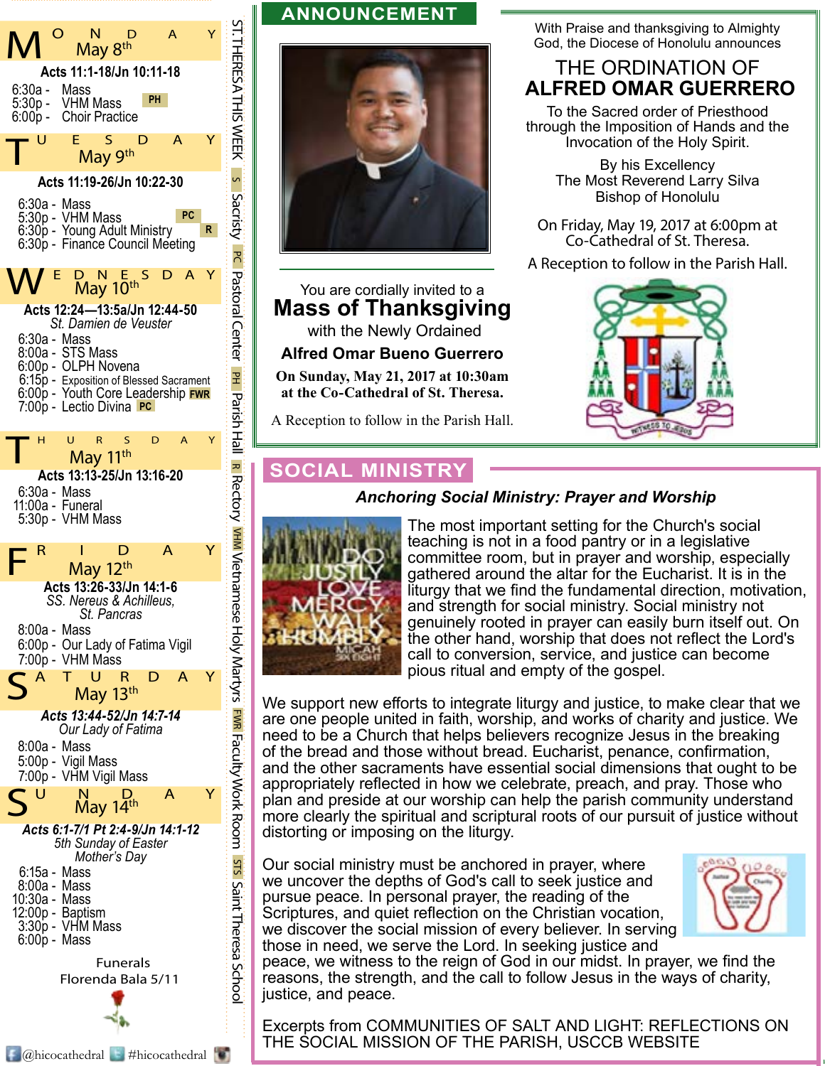## MONDAY May 8th

**Acts 11:1-18/Jn 10:11-18**

6:30a - Mass
5:30p - VHM Mass PH
6:00p - Choir Practice

## TUESDAY May 9th

**Acts 11:19-26/Jn 10:22-30**

6:30a - Mass
5:30p - VHM Mass PC
6:30p - Young Adult Ministry R
6:30p - Finance Council Meeting

## WEDNESDAY May 10th

**Acts 12:24—13:5a/Jn 12:44-50**
*St. Damien de Veuster*

6:30a - Mass
8:00a - STS Mass
6:00p - OLPH Novena
6:15p - Exposition of Blessed Sacrament
6:00p - Youth Core Leadership FWR
7:00p - Lectio Divina PC

## THURSDAY May 11th

**Acts 13:13-25/Jn 13:16-20**

6:30a - Mass
11:00a - Funeral
5:30p - VHM Mass

## FRIDAY May 12th

**Acts 13:26-33/Jn 14:1-6**
*SS. Nereus & Achilleus, St. Pancras*

8:00a - Mass
6:00p - Our Lady of Fatima Vigil
7:00p - VHM Mass

## SATURDAY May 13th

***Acts 13:44-52/Jn 14:7-14***
*Our Lady of Fatima*

8:00a - Mass
5:00p - Vigil Mass
7:00p - VHM Vigil Mass

## SUNDAY May 14th

***Acts 6:1-7/1 Pt 2:4-9/Jn 14:1-12***
*5th Sunday of Easter*
*Mother's Day*

6:15a - Mass
8:00a - Mass
10:30a - Mass
12:00p - Baptism
3:30p - VHM Mass
6:00p - Mass

Funerals
Florenda Bala 5/11

@hicocathedral #hicocathedral

ST. THERESA THIS WEEK: S Sacristy | PC Pastoral Center | PH Parish Hall | R Rectory | VHM Vietnamese Holy Martyrs | FWR Faculty Work Room | STS Saint Theresa School

## ANNOUNCEMENT

With Praise and thanksgiving to Almighty God, the Diocese of Honolulu announces

# THE ORDINATION OF ALFRED OMAR GUERRERO

To the Sacred order of Priesthood through the Imposition of Hands and the Invocation of the Holy Spirit.

By his Excellency
The Most Reverend Larry Silva
Bishop of Honolulu

On Friday, May 19, 2017 at 6:00pm at Co-Cathedral of St. Theresa.

A Reception to follow in the Parish Hall.

You are cordially invited to a
**Mass of Thanksgiving**
with the Newly Ordained
**Alfred Omar Bueno Guerrero**

**On Sunday, May 21, 2017 at 10:30am at the Co-Cathedral of St. Theresa.**

A Reception to follow in the Parish Hall.

WITNESS TO JESUS

## SOCIAL MINISTRY

***Anchoring Social Ministry: Prayer and Worship***

DO JUSTLY LOVE MERCY WALK HUMBLY MICAH SIX EIGHT

The most important setting for the Church's social teaching is not in a food pantry or in a legislative committee room, but in prayer and worship, especially gathered around the altar for the Eucharist. It is in the liturgy that we find the fundamental direction, motivation, and strength for social ministry. Social ministry not genuinely rooted in prayer can easily burn itself out. On the other hand, worship that does not reflect the Lord's call to conversion, service, and justice can become pious ritual and empty of the gospel.

We support new efforts to integrate liturgy and justice, to make clear that we are one people united in faith, worship, and works of charity and justice. We need to be a Church that helps believers recognize Jesus in the breaking of the bread and those without bread. Eucharist, penance, confirmation, and the other sacraments have essential social dimensions that ought to be appropriately reflected in how we celebrate, preach, and pray. Those who plan and preside at our worship can help the parish community understand more clearly the spiritual and scriptural roots of our pursuit of justice without distorting or imposing on the liturgy.

Our social ministry must be anchored in prayer, where we uncover the depths of God's call to seek justice and pursue peace. In personal prayer, the reading of the Scriptures, and quiet reflection on the Christian vocation, we discover the social mission of every believer. In serving those in need, we serve the Lord. In seeking justice and peace, we witness to the reign of God in our midst. In prayer, we find the reasons, the strength, and the call to follow Jesus in the ways of charity, justice, and peace.

Excerpts from COMMUNITIES OF SALT AND LIGHT: REFLECTIONS ON THE SOCIAL MISSION OF THE PARISH, USCCB WEBSITE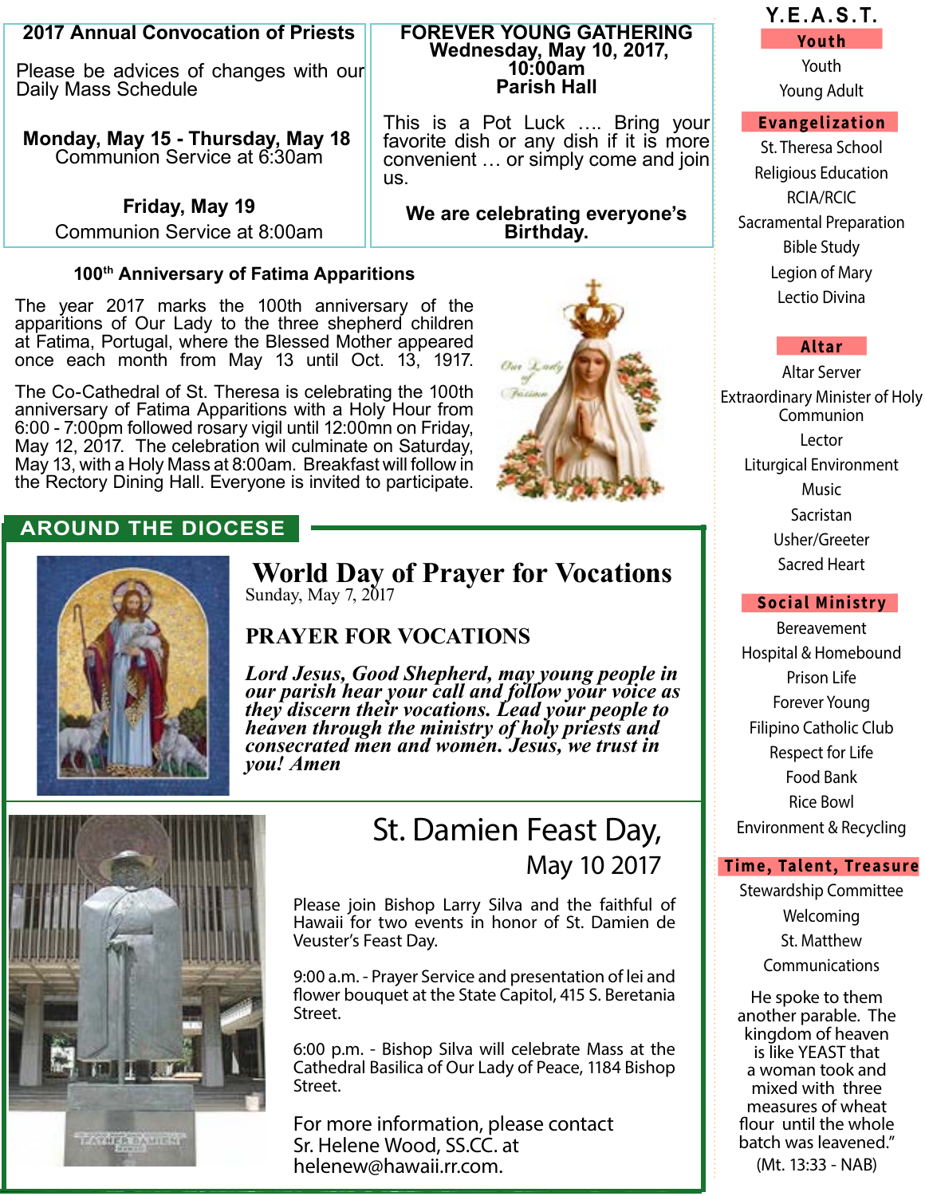## 2017 Annual Convocation of Priests

Please be advices of changes with our Daily Mass Schedule

**Monday, May 15 - Thursday, May 18**
Communion Service at 6:30am

**Friday, May 19**
Communion Service at 8:00am

## FOREVER YOUNG GATHERING

**Wednesday, May 10, 2017, 10:00am**
**Parish Hall**

This is a Pot Luck …. Bring your favorite dish or any dish if it is more convenient … or simply come and join us.

**We are celebrating everyone's Birthday.**

### 100th Anniversary of Fatima Apparitions

The year 2017 marks the 100th anniversary of the apparitions of Our Lady to the three shepherd children at Fatima, Portugal, where the Blessed Mother appeared once each month from May 13 until Oct. 13, 1917.

The Co-Cathedral of St. Theresa is celebrating the 100th anniversary of Fatima Apparitions with a Holy Hour from 6:00 - 7:00pm followed rosary vigil until 12:00mn on Friday, May 12, 2017. The celebration wil culminate on Saturday, May 13, with a Holy Mass at 8:00am. Breakfast will follow in the Rectory Dining Hall. Everyone is invited to participate.

## AROUND THE DIOCESE

### World Day of Prayer for Vocations

Sunday, May 7, 2017

**PRAYER FOR VOCATIONS**

***Lord Jesus, Good Shepherd, may young people in our parish hear your call and follow your voice as they discern their vocations. Lead your people to heaven through the ministry of holy priests and consecrated men and women. Jesus, we trust in you! Amen***

### St. Damien Feast Day, May 10 2017

Please join Bishop Larry Silva and the faithful of Hawaii for two events in honor of St. Damien de Veuster's Feast Day.

9:00 a.m. - Prayer Service and presentation of lei and flower bouquet at the State Capitol, 415 S. Beretania Street.

6:00 p.m. - Bishop Silva will celebrate Mass at the Cathedral Basilica of Our Lady of Peace, 1184 Bishop Street.

For more information, please contact Sr. Helene Wood, SS.CC. at helenew@hawaii.rr.com.

## Y.E.A.S.T.

**Youth**
- Youth
- Young Adult

**Evangelization**
- St. Theresa School
- Religious Education
- RCIA/RCIC
- Sacramental Preparation
- Bible Study
- Legion of Mary
- Lectio Divina

**Altar**
- Altar Server
- Extraordinary Minister of Holy Communion
- Lector
- Liturgical Environment
- Music
- Sacristan
- Usher/Greeter
- Sacred Heart

**Social Ministry**
- Bereavement
- Hospital & Homebound
- Prison Life
- Forever Young
- Filipino Catholic Club
- Respect for Life
- Food Bank
- Rice Bowl
- Environment & Recycling

**Time, Talent, Treasure**
- Stewardship Committee
- Welcoming
- St. Matthew
- Communications

He spoke to them another parable. The kingdom of heaven is like YEAST that a woman took and mixed with three measures of wheat flour until the whole batch was leavened."
(Mt. 13:33 - NAB)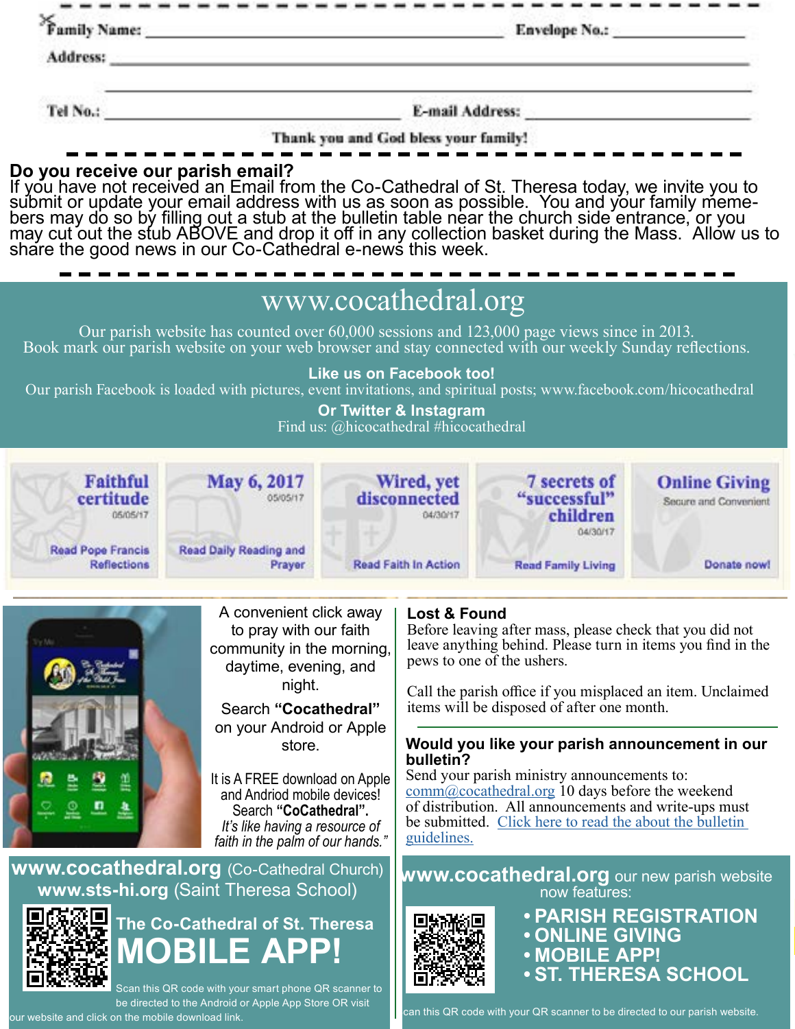Family Name: \_\_\_\_\_\_\_\_\_\_\_\_\_\_\_\_\_\_\_\_\_\_\_\_\_\_\_\_\_\_ Envelope No.: \_\_\_\_\_\_\_\_\_\_\_\_

Address: \_\_\_\_\_\_\_\_\_\_\_\_\_\_\_\_\_\_\_\_\_\_\_\_\_\_\_\_\_\_\_\_\_\_\_\_\_\_\_\_\_\_\_\_\_\_\_\_\_\_\_\_\_\_

Tel No.: \_\_\_\_\_\_\_\_\_\_\_\_\_\_\_\_\_\_\_\_\_\_\_\_\_\_ E-mail Address: \_\_\_\_\_\_\_\_\_\_\_\_\_\_\_\_\_\_\_\_

Thank you and God bless your family!

## Do you receive our parish email?

If you have not received an Email from the Co-Cathedral of St. Theresa today, we invite you to submit or update your email address with us as soon as possible. You and your family memebers may do so by filling out a stub at the bulletin table near the church side entrance, or you may cut out the stub ABOVE and drop it off in any collection basket during the Mass. Allow us to share the good news in our Co-Cathedral e-news this week.

## www.cocathedral.org

Our parish website has counted over 60,000 sessions and 123,000 page views since in 2013. Book mark our parish website on your web browser and stay connected with our weekly Sunday reflections.

**Like us on Facebook too!**

Our parish Facebook is loaded with pictures, event invitations, and spiritual posts; www.facebook.com/hicocathedral

**Or Twitter & Instagram**

Find us: @hicocathedral #hicocathedral

**Faithful certitude** 05/05/17 — Read Pope Francis Reflections

**May 6, 2017** 05/05/17 — Read Daily Reading and Prayer

**Wired, yet disconnected** 04/30/17 — Read Faith In Action

**7 secrets of "successful" children** 04/30/17 — Read Family Living

**Online Giving** Secure and Convenient — Donate now!

A convenient click away to pray with our faith community in the morning, daytime, evening, and night.

Search **"Cocathedral"** on your Android or Apple store.

It is A FREE download on Apple and Andriod mobile devices! Search **"CoCathedral".** *It's like having a resource of faith in the palm of our hands."*

**www.cocathedral.org** (Co-Cathedral Church)
**www.sts-hi.org** (Saint Theresa School)

**The Co-Cathedral of St. Theresa**
# MOBILE APP!

Scan this QR code with your smart phone QR scanner to be directed to the Android or Apple App Store OR visit our website and click on the mobile download link.

### Lost & Found

Before leaving after mass, please check that you did not leave anything behind. Please turn in items you find in the pews to one of the ushers.

Call the parish office if you misplaced an item. Unclaimed items will be disposed of after one month.

### Would you like your parish announcement in our bulletin?

Send your parish ministry announcements to: comm@cocathedral.org 10 days before the weekend of distribution. All announcements and write-ups must be submitted. Click here to read the about the bulletin guidelines.

**www.cocathedral.org** our new parish website now features:

- **PARISH REGISTRATION**
- **ONLINE GIVING**
- **MOBILE APP!**
- **ST. THERESA SCHOOL**

Scan this QR code with your QR scanner to be directed to our parish website.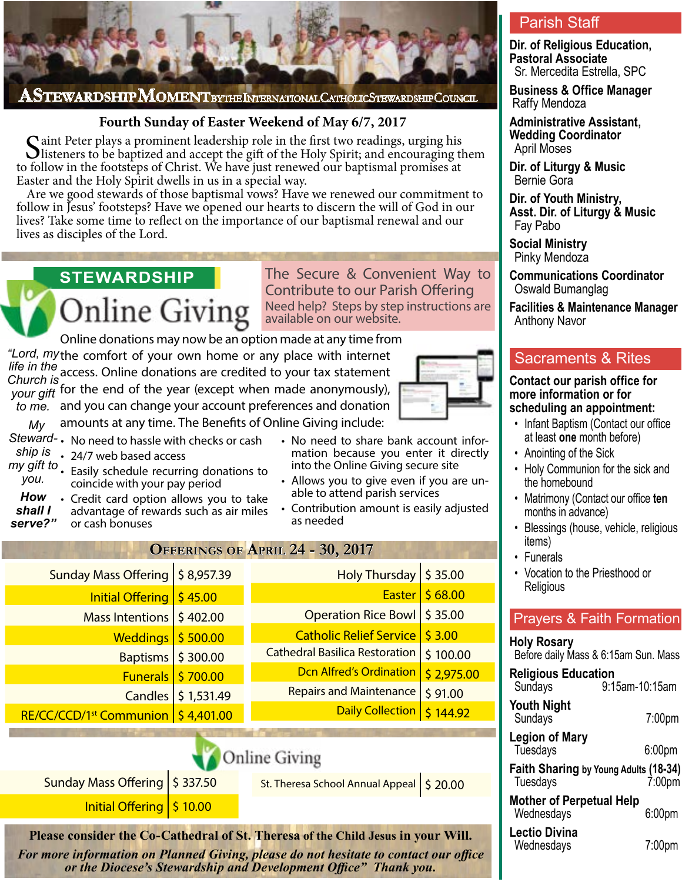# A STEWARDSHIP MOMENT BY THE INTERNATIONAL CATHOLIC STEWARDSHIP COUNCIL

**Fourth Sunday of Easter Weekend of May 6/7, 2017**

Saint Peter plays a prominent leadership role in the first two readings, urging his listeners to be baptized and accept the gift of the Holy Spirit; and encouraging them to follow in the footsteps of Christ. We have just renewed our baptismal promises at Easter and the Holy Spirit dwells in us in a special way.

Are we good stewards of those baptismal vows? Have we renewed our commitment to follow in Jesus' footsteps? Have we opened our hearts to discern the will of God in our lives? Take some time to reflect on the importance of our baptismal renewal and our lives as disciples of the Lord.

## STEWARDSHIP Online Giving

**The Secure & Convenient Way to Contribute to our Parish Offering**

Need help? Steps by step instructions are available on our website.

*"Lord, my life in the Church is your gift to me. My Stewardship is my gift to you.* ***How shall I serve?"***

Online donations may now be an option made at any time from the comfort of your own home or any place with internet access. Online donations are credited to your tax statement for the end of the year (except when made anonymously), and you can change your account preferences and donation amounts at any time. The Benefits of Online Giving include:

- No need to hassle with checks or cash
- 24/7 web based access
- Easily schedule recurring donations to coincide with your pay period
- Credit card option allows you to take advantage of rewards such as air miles or cash bonuses
- No need to share bank account information because you enter it directly into the Online Giving secure site
- Allows you to give even if you are unable to attend parish services
- Contribution amount is easily adjusted as needed

## OFFERINGS OF APRIL 24 - 30, 2017

| | | | |
|---|---|---|---|
| Sunday Mass Offering | $ 8,957.39 | Holy Thursday | $ 35.00 |
| Initial Offering | $ 45.00 | Easter | $ 68.00 |
| Mass Intentions | $ 402.00 | Operation Rice Bowl | $ 35.00 |
| Weddings | $ 500.00 | Catholic Relief Service | $ 3.00 |
| Baptisms | $ 300.00 | Cathedral Basilica Restoration | $ 100.00 |
| Funerals | $ 700.00 | Dcn Alfred's Ordination | $ 2,975.00 |
| Candles | $ 1,531.49 | Repairs and Maintenance | $ 91.00 |
| RE/CC/CCD/1st Communion | $ 4,401.00 | Daily Collection | $ 144.92 |

### Online Giving

| | | | |
|---|---|---|---|
| Sunday Mass Offering | $ 337.50 | St. Theresa School Annual Appeal | $ 20.00 |
| Initial Offering | $ 10.00 | | |

**Please consider the Co-Cathedral of St. Theresa of the Child Jesus in your Will.**

***For more information on Planned Giving, please do not hesitate to contact our office or the Diocese's Stewardship and Development Office" Thank you.***

## Parish Staff

**Dir. of Religious Education, Pastoral Associate**
Sr. Mercedita Estrella, SPC

**Business & Office Manager**
Raffy Mendoza

**Administrative Assistant, Wedding Coordinator**
April Moses

**Dir. of Liturgy & Music**
Bernie Gora

**Dir. of Youth Ministry, Asst. Dir. of Liturgy & Music**
Fay Pabo

**Social Ministry**
Pinky Mendoza

**Communications Coordinator**
Oswald Bumanglag

**Facilities & Maintenance Manager**
Anthony Navor

## Sacraments & Rites

**Contact our parish office for more information or for scheduling an appointment:**

- Infant Baptism (Contact our office at least **one** month before)
- Anointing of the Sick
- Holy Communion for the sick and the homebound
- Matrimony (Contact our office **ten** months in advance)
- Blessings (house, vehicle, religious items)
- Funerals
- Vocation to the Priesthood or Religious

## Prayers & Faith Formation

**Holy Rosary**
Before daily Mass & 6:15am Sun. Mass

**Religious Education**
Sundays 9:15am-10:15am

**Youth Night**
Sundays 7:00pm

**Legion of Mary**
Tuesdays 6:00pm

**Faith Sharing by Young Adults (18-34)**
Tuesdays 7:00pm

**Mother of Perpetual Help**
Wednesdays 6:00pm

**Lectio Divina**
Wednesdays 7:00pm